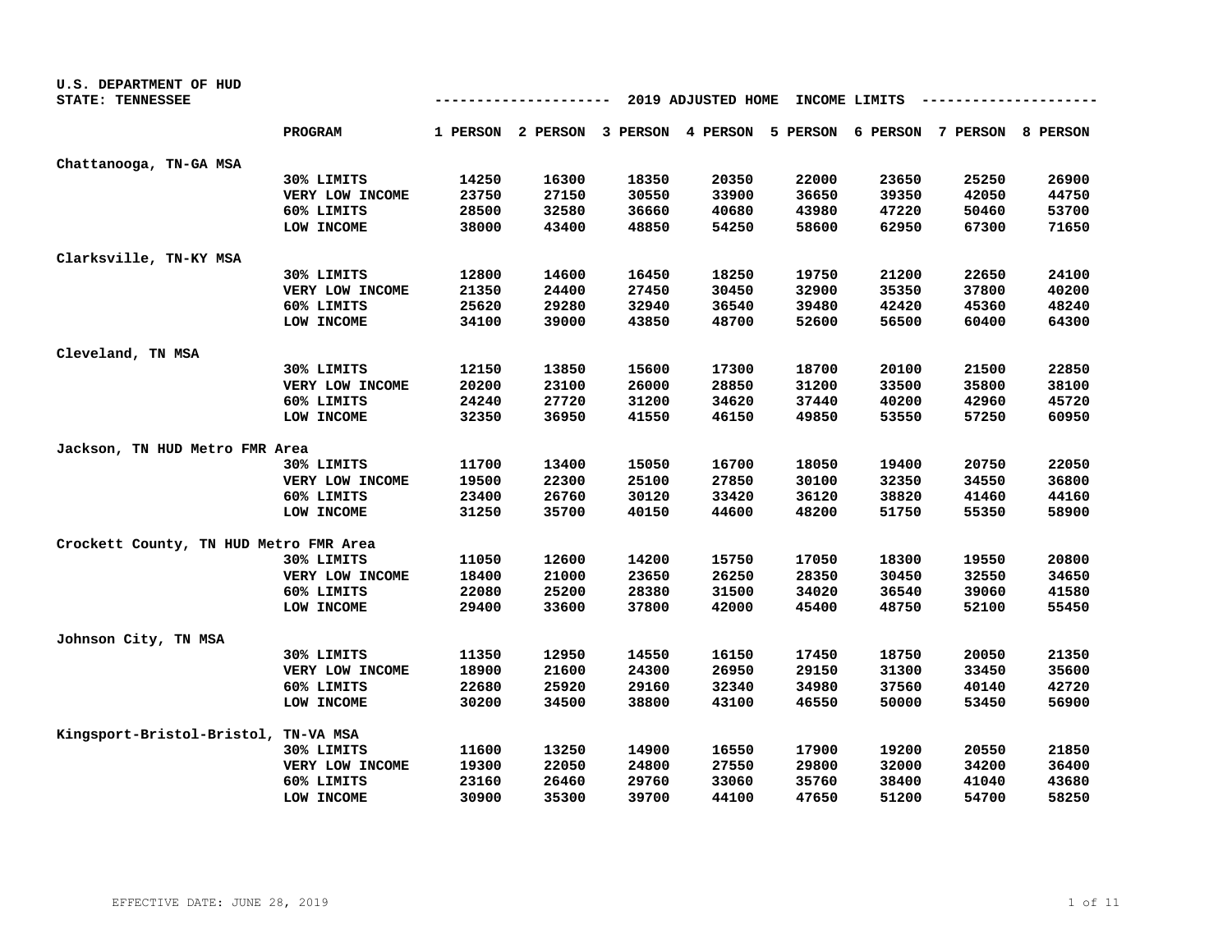U.S. DEPARTMENT OF HUD
STATE: TENNESSEE

## 2019 ADJUSTED HOME INCOME LIMITS

| | PROGRAM | 1 PERSON | 2 PERSON | 3 PERSON | 4 PERSON | 5 PERSON | 6 PERSON | 7 PERSON | 8 PERSON |
|---|---|---|---|---|---|---|---|---|---|
| Chattanooga, TN-GA MSA | | | | | | | | | |
| | 30% LIMITS | 14250 | 16300 | 18350 | 20350 | 22000 | 23650 | 25250 | 26900 |
| | VERY LOW INCOME | 23750 | 27150 | 30550 | 33900 | 36650 | 39350 | 42050 | 44750 |
| | 60% LIMITS | 28500 | 32580 | 36660 | 40680 | 43980 | 47220 | 50460 | 53700 |
| | LOW INCOME | 38000 | 43400 | 48850 | 54250 | 58600 | 62950 | 67300 | 71650 |
| Clarksville, TN-KY MSA | | | | | | | | | |
| | 30% LIMITS | 12800 | 14600 | 16450 | 18250 | 19750 | 21200 | 22650 | 24100 |
| | VERY LOW INCOME | 21350 | 24400 | 27450 | 30450 | 32900 | 35350 | 37800 | 40200 |
| | 60% LIMITS | 25620 | 29280 | 32940 | 36540 | 39480 | 42420 | 45360 | 48240 |
| | LOW INCOME | 34100 | 39000 | 43850 | 48700 | 52600 | 56500 | 60400 | 64300 |
| Cleveland, TN MSA | | | | | | | | | |
| | 30% LIMITS | 12150 | 13850 | 15600 | 17300 | 18700 | 20100 | 21500 | 22850 |
| | VERY LOW INCOME | 20200 | 23100 | 26000 | 28850 | 31200 | 33500 | 35800 | 38100 |
| | 60% LIMITS | 24240 | 27720 | 31200 | 34620 | 37440 | 40200 | 42960 | 45720 |
| | LOW INCOME | 32350 | 36950 | 41550 | 46150 | 49850 | 53550 | 57250 | 60950 |
| Jackson, TN HUD Metro FMR Area | | | | | | | | | |
| | 30% LIMITS | 11700 | 13400 | 15050 | 16700 | 18050 | 19400 | 20750 | 22050 |
| | VERY LOW INCOME | 19500 | 22300 | 25100 | 27850 | 30100 | 32350 | 34550 | 36800 |
| | 60% LIMITS | 23400 | 26760 | 30120 | 33420 | 36120 | 38820 | 41460 | 44160 |
| | LOW INCOME | 31250 | 35700 | 40150 | 44600 | 48200 | 51750 | 55350 | 58900 |
| Crockett County, TN HUD Metro FMR Area | | | | | | | | | |
| | 30% LIMITS | 11050 | 12600 | 14200 | 15750 | 17050 | 18300 | 19550 | 20800 |
| | VERY LOW INCOME | 18400 | 21000 | 23650 | 26250 | 28350 | 30450 | 32550 | 34650 |
| | 60% LIMITS | 22080 | 25200 | 28380 | 31500 | 34020 | 36540 | 39060 | 41580 |
| | LOW INCOME | 29400 | 33600 | 37800 | 42000 | 45400 | 48750 | 52100 | 55450 |
| Johnson City, TN MSA | | | | | | | | | |
| | 30% LIMITS | 11350 | 12950 | 14550 | 16150 | 17450 | 18750 | 20050 | 21350 |
| | VERY LOW INCOME | 18900 | 21600 | 24300 | 26950 | 29150 | 31300 | 33450 | 35600 |
| | 60% LIMITS | 22680 | 25920 | 29160 | 32340 | 34980 | 37560 | 40140 | 42720 |
| | LOW INCOME | 30200 | 34500 | 38800 | 43100 | 46550 | 50000 | 53450 | 56900 |
| Kingsport-Bristol-Bristol, TN-VA MSA | | | | | | | | | |
| | 30% LIMITS | 11600 | 13250 | 14900 | 16550 | 17900 | 19200 | 20550 | 21850 |
| | VERY LOW INCOME | 19300 | 22050 | 24800 | 27550 | 29800 | 32000 | 34200 | 36400 |
| | 60% LIMITS | 23160 | 26460 | 29760 | 33060 | 35760 | 38400 | 41040 | 43680 |
| | LOW INCOME | 30900 | 35300 | 39700 | 44100 | 47650 | 51200 | 54700 | 58250 |

EFFECTIVE DATE: JUNE 28, 2019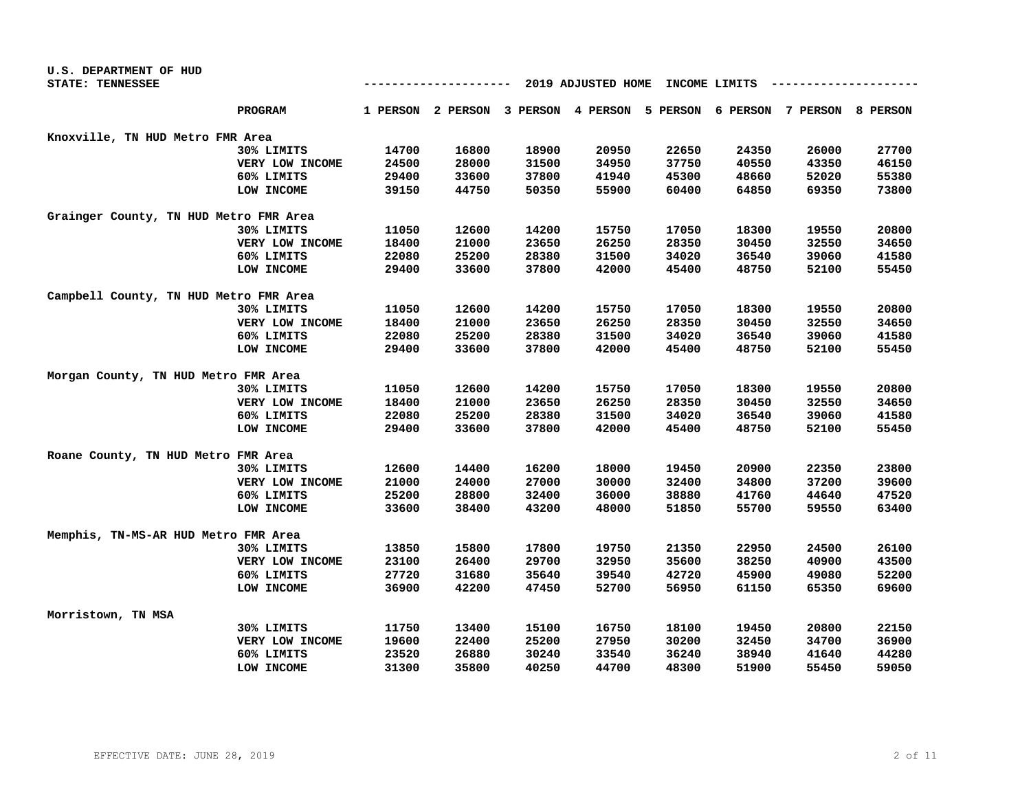U.S. DEPARTMENT OF HUD
STATE: TENNESSEE

## 2019 ADJUSTED HOME INCOME LIMITS

| | PROGRAM | 1 PERSON | 2 PERSON | 3 PERSON | 4 PERSON | 5 PERSON | 6 PERSON | 7 PERSON | 8 PERSON |
|---|---|---|---|---|---|---|---|---|---|
| **Knoxville, TN HUD Metro FMR Area** | | | | | | | | | |
| | 30% LIMITS | 14700 | 16800 | 18900 | 20950 | 22650 | 24350 | 26000 | 27700 |
| | VERY LOW INCOME | 24500 | 28000 | 31500 | 34950 | 37750 | 40550 | 43350 | 46150 |
| | 60% LIMITS | 29400 | 33600 | 37800 | 41940 | 45300 | 48660 | 52020 | 55380 |
| | LOW INCOME | 39150 | 44750 | 50350 | 55900 | 60400 | 64850 | 69350 | 73800 |
| **Grainger County, TN HUD Metro FMR Area** | | | | | | | | | |
| | 30% LIMITS | 11050 | 12600 | 14200 | 15750 | 17050 | 18300 | 19550 | 20800 |
| | VERY LOW INCOME | 18400 | 21000 | 23650 | 26250 | 28350 | 30450 | 32550 | 34650 |
| | 60% LIMITS | 22080 | 25200 | 28380 | 31500 | 34020 | 36540 | 39060 | 41580 |
| | LOW INCOME | 29400 | 33600 | 37800 | 42000 | 45400 | 48750 | 52100 | 55450 |
| **Campbell County, TN HUD Metro FMR Area** | | | | | | | | | |
| | 30% LIMITS | 11050 | 12600 | 14200 | 15750 | 17050 | 18300 | 19550 | 20800 |
| | VERY LOW INCOME | 18400 | 21000 | 23650 | 26250 | 28350 | 30450 | 32550 | 34650 |
| | 60% LIMITS | 22080 | 25200 | 28380 | 31500 | 34020 | 36540 | 39060 | 41580 |
| | LOW INCOME | 29400 | 33600 | 37800 | 42000 | 45400 | 48750 | 52100 | 55450 |
| **Morgan County, TN HUD Metro FMR Area** | | | | | | | | | |
| | 30% LIMITS | 11050 | 12600 | 14200 | 15750 | 17050 | 18300 | 19550 | 20800 |
| | VERY LOW INCOME | 18400 | 21000 | 23650 | 26250 | 28350 | 30450 | 32550 | 34650 |
| | 60% LIMITS | 22080 | 25200 | 28380 | 31500 | 34020 | 36540 | 39060 | 41580 |
| | LOW INCOME | 29400 | 33600 | 37800 | 42000 | 45400 | 48750 | 52100 | 55450 |
| **Roane County, TN HUD Metro FMR Area** | | | | | | | | | |
| | 30% LIMITS | 12600 | 14400 | 16200 | 18000 | 19450 | 20900 | 22350 | 23800 |
| | VERY LOW INCOME | 21000 | 24000 | 27000 | 30000 | 32400 | 34800 | 37200 | 39600 |
| | 60% LIMITS | 25200 | 28800 | 32400 | 36000 | 38880 | 41760 | 44640 | 47520 |
| | LOW INCOME | 33600 | 38400 | 43200 | 48000 | 51850 | 55700 | 59550 | 63400 |
| **Memphis, TN-MS-AR HUD Metro FMR Area** | | | | | | | | | |
| | 30% LIMITS | 13850 | 15800 | 17800 | 19750 | 21350 | 22950 | 24500 | 26100 |
| | VERY LOW INCOME | 23100 | 26400 | 29700 | 32950 | 35600 | 38250 | 40900 | 43500 |
| | 60% LIMITS | 27720 | 31680 | 35640 | 39540 | 42720 | 45900 | 49080 | 52200 |
| | LOW INCOME | 36900 | 42200 | 47450 | 52700 | 56950 | 61150 | 65350 | 69600 |
| **Morristown, TN MSA** | | | | | | | | | |
| | 30% LIMITS | 11750 | 13400 | 15100 | 16750 | 18100 | 19450 | 20800 | 22150 |
| | VERY LOW INCOME | 19600 | 22400 | 25200 | 27950 | 30200 | 32450 | 34700 | 36900 |
| | 60% LIMITS | 23520 | 26880 | 30240 | 33540 | 36240 | 38940 | 41640 | 44280 |
| | LOW INCOME | 31300 | 35800 | 40250 | 44700 | 48300 | 51900 | 55450 | 59050 |

EFFECTIVE DATE: JUNE 28, 2019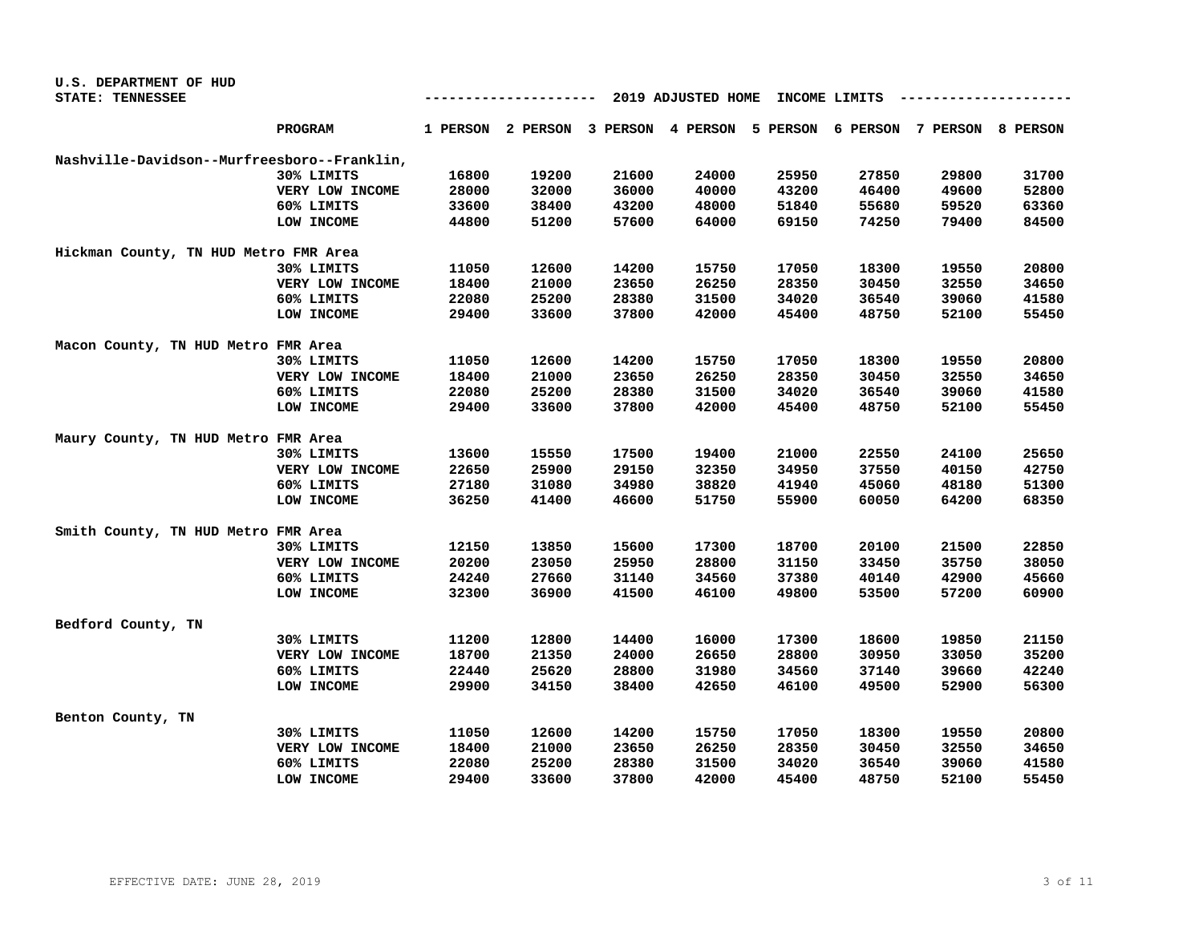U.S. DEPARTMENT OF HUD
STATE: TENNESSEE

## 2019 ADJUSTED HOME INCOME LIMITS

| | PROGRAM | 1 PERSON | 2 PERSON | 3 PERSON | 4 PERSON | 5 PERSON | 6 PERSON | 7 PERSON | 8 PERSON |
|---|---|---|---|---|---|---|---|---|---|
| **Nashville-Davidson--Murfreesboro--Franklin,** | | | | | | | | | |
| | 30% LIMITS | 16800 | 19200 | 21600 | 24000 | 25950 | 27850 | 29800 | 31700 |
| | VERY LOW INCOME | 28000 | 32000 | 36000 | 40000 | 43200 | 46400 | 49600 | 52800 |
| | 60% LIMITS | 33600 | 38400 | 43200 | 48000 | 51840 | 55680 | 59520 | 63360 |
| | LOW INCOME | 44800 | 51200 | 57600 | 64000 | 69150 | 74250 | 79400 | 84500 |
| **Hickman County, TN HUD Metro FMR Area** | | | | | | | | | |
| | 30% LIMITS | 11050 | 12600 | 14200 | 15750 | 17050 | 18300 | 19550 | 20800 |
| | VERY LOW INCOME | 18400 | 21000 | 23650 | 26250 | 28350 | 30450 | 32550 | 34650 |
| | 60% LIMITS | 22080 | 25200 | 28380 | 31500 | 34020 | 36540 | 39060 | 41580 |
| | LOW INCOME | 29400 | 33600 | 37800 | 42000 | 45400 | 48750 | 52100 | 55450 |
| **Macon County, TN HUD Metro FMR Area** | | | | | | | | | |
| | 30% LIMITS | 11050 | 12600 | 14200 | 15750 | 17050 | 18300 | 19550 | 20800 |
| | VERY LOW INCOME | 18400 | 21000 | 23650 | 26250 | 28350 | 30450 | 32550 | 34650 |
| | 60% LIMITS | 22080 | 25200 | 28380 | 31500 | 34020 | 36540 | 39060 | 41580 |
| | LOW INCOME | 29400 | 33600 | 37800 | 42000 | 45400 | 48750 | 52100 | 55450 |
| **Maury County, TN HUD Metro FMR Area** | | | | | | | | | |
| | 30% LIMITS | 13600 | 15550 | 17500 | 19400 | 21000 | 22550 | 24100 | 25650 |
| | VERY LOW INCOME | 22650 | 25900 | 29150 | 32350 | 34950 | 37550 | 40150 | 42750 |
| | 60% LIMITS | 27180 | 31080 | 34980 | 38820 | 41940 | 45060 | 48180 | 51300 |
| | LOW INCOME | 36250 | 41400 | 46600 | 51750 | 55900 | 60050 | 64200 | 68350 |
| **Smith County, TN HUD Metro FMR Area** | | | | | | | | | |
| | 30% LIMITS | 12150 | 13850 | 15600 | 17300 | 18700 | 20100 | 21500 | 22850 |
| | VERY LOW INCOME | 20200 | 23050 | 25950 | 28800 | 31150 | 33450 | 35750 | 38050 |
| | 60% LIMITS | 24240 | 27660 | 31140 | 34560 | 37380 | 40140 | 42900 | 45660 |
| | LOW INCOME | 32300 | 36900 | 41500 | 46100 | 49800 | 53500 | 57200 | 60900 |
| **Bedford County, TN** | | | | | | | | | |
| | 30% LIMITS | 11200 | 12800 | 14400 | 16000 | 17300 | 18600 | 19850 | 21150 |
| | VERY LOW INCOME | 18700 | 21350 | 24000 | 26650 | 28800 | 30950 | 33050 | 35200 |
| | 60% LIMITS | 22440 | 25620 | 28800 | 31980 | 34560 | 37140 | 39660 | 42240 |
| | LOW INCOME | 29900 | 34150 | 38400 | 42650 | 46100 | 49500 | 52900 | 56300 |
| **Benton County, TN** | | | | | | | | | |
| | 30% LIMITS | 11050 | 12600 | 14200 | 15750 | 17050 | 18300 | 19550 | 20800 |
| | VERY LOW INCOME | 18400 | 21000 | 23650 | 26250 | 28350 | 30450 | 32550 | 34650 |
| | 60% LIMITS | 22080 | 25200 | 28380 | 31500 | 34020 | 36540 | 39060 | 41580 |
| | LOW INCOME | 29400 | 33600 | 37800 | 42000 | 45400 | 48750 | 52100 | 55450 |

EFFECTIVE DATE: JUNE 28, 2019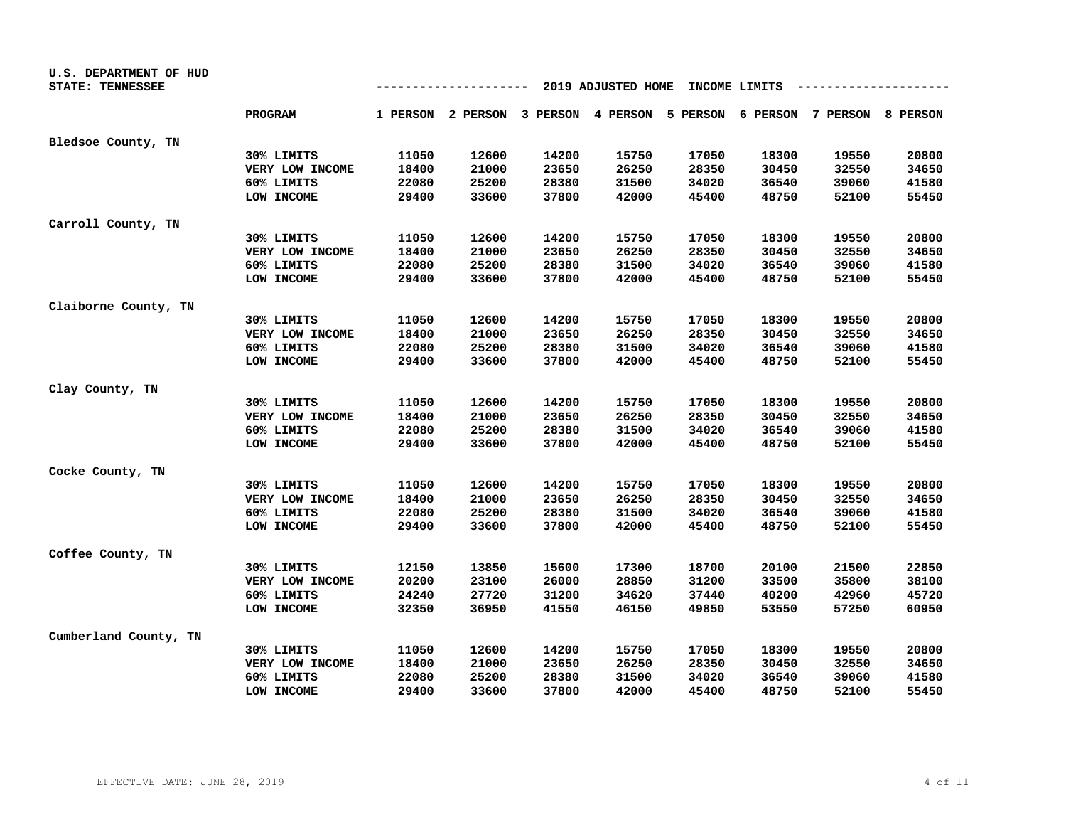U.S. DEPARTMENT OF HUD
STATE: TENNESSEE

## 2019 ADJUSTED HOME INCOME LIMITS

| | PROGRAM | 1 PERSON | 2 PERSON | 3 PERSON | 4 PERSON | 5 PERSON | 6 PERSON | 7 PERSON | 8 PERSON |
|---|---|---|---|---|---|---|---|---|---|
| **Bledsoe County, TN** | | | | | | | | | |
| | 30% LIMITS | 11050 | 12600 | 14200 | 15750 | 17050 | 18300 | 19550 | 20800 |
| | VERY LOW INCOME | 18400 | 21000 | 23650 | 26250 | 28350 | 30450 | 32550 | 34650 |
| | 60% LIMITS | 22080 | 25200 | 28380 | 31500 | 34020 | 36540 | 39060 | 41580 |
| | LOW INCOME | 29400 | 33600 | 37800 | 42000 | 45400 | 48750 | 52100 | 55450 |
| **Carroll County, TN** | | | | | | | | | |
| | 30% LIMITS | 11050 | 12600 | 14200 | 15750 | 17050 | 18300 | 19550 | 20800 |
| | VERY LOW INCOME | 18400 | 21000 | 23650 | 26250 | 28350 | 30450 | 32550 | 34650 |
| | 60% LIMITS | 22080 | 25200 | 28380 | 31500 | 34020 | 36540 | 39060 | 41580 |
| | LOW INCOME | 29400 | 33600 | 37800 | 42000 | 45400 | 48750 | 52100 | 55450 |
| **Claiborne County, TN** | | | | | | | | | |
| | 30% LIMITS | 11050 | 12600 | 14200 | 15750 | 17050 | 18300 | 19550 | 20800 |
| | VERY LOW INCOME | 18400 | 21000 | 23650 | 26250 | 28350 | 30450 | 32550 | 34650 |
| | 60% LIMITS | 22080 | 25200 | 28380 | 31500 | 34020 | 36540 | 39060 | 41580 |
| | LOW INCOME | 29400 | 33600 | 37800 | 42000 | 45400 | 48750 | 52100 | 55450 |
| **Clay County, TN** | | | | | | | | | |
| | 30% LIMITS | 11050 | 12600 | 14200 | 15750 | 17050 | 18300 | 19550 | 20800 |
| | VERY LOW INCOME | 18400 | 21000 | 23650 | 26250 | 28350 | 30450 | 32550 | 34650 |
| | 60% LIMITS | 22080 | 25200 | 28380 | 31500 | 34020 | 36540 | 39060 | 41580 |
| | LOW INCOME | 29400 | 33600 | 37800 | 42000 | 45400 | 48750 | 52100 | 55450 |
| **Cocke County, TN** | | | | | | | | | |
| | 30% LIMITS | 11050 | 12600 | 14200 | 15750 | 17050 | 18300 | 19550 | 20800 |
| | VERY LOW INCOME | 18400 | 21000 | 23650 | 26250 | 28350 | 30450 | 32550 | 34650 |
| | 60% LIMITS | 22080 | 25200 | 28380 | 31500 | 34020 | 36540 | 39060 | 41580 |
| | LOW INCOME | 29400 | 33600 | 37800 | 42000 | 45400 | 48750 | 52100 | 55450 |
| **Coffee County, TN** | | | | | | | | | |
| | 30% LIMITS | 12150 | 13850 | 15600 | 17300 | 18700 | 20100 | 21500 | 22850 |
| | VERY LOW INCOME | 20200 | 23100 | 26000 | 28850 | 31200 | 33500 | 35800 | 38100 |
| | 60% LIMITS | 24240 | 27720 | 31200 | 34620 | 37440 | 40200 | 42960 | 45720 |
| | LOW INCOME | 32350 | 36950 | 41550 | 46150 | 49850 | 53550 | 57250 | 60950 |
| **Cumberland County, TN** | | | | | | | | | |
| | 30% LIMITS | 11050 | 12600 | 14200 | 15750 | 17050 | 18300 | 19550 | 20800 |
| | VERY LOW INCOME | 18400 | 21000 | 23650 | 26250 | 28350 | 30450 | 32550 | 34650 |
| | 60% LIMITS | 22080 | 25200 | 28380 | 31500 | 34020 | 36540 | 39060 | 41580 |
| | LOW INCOME | 29400 | 33600 | 37800 | 42000 | 45400 | 48750 | 52100 | 55450 |

EFFECTIVE DATE: JUNE 28, 2019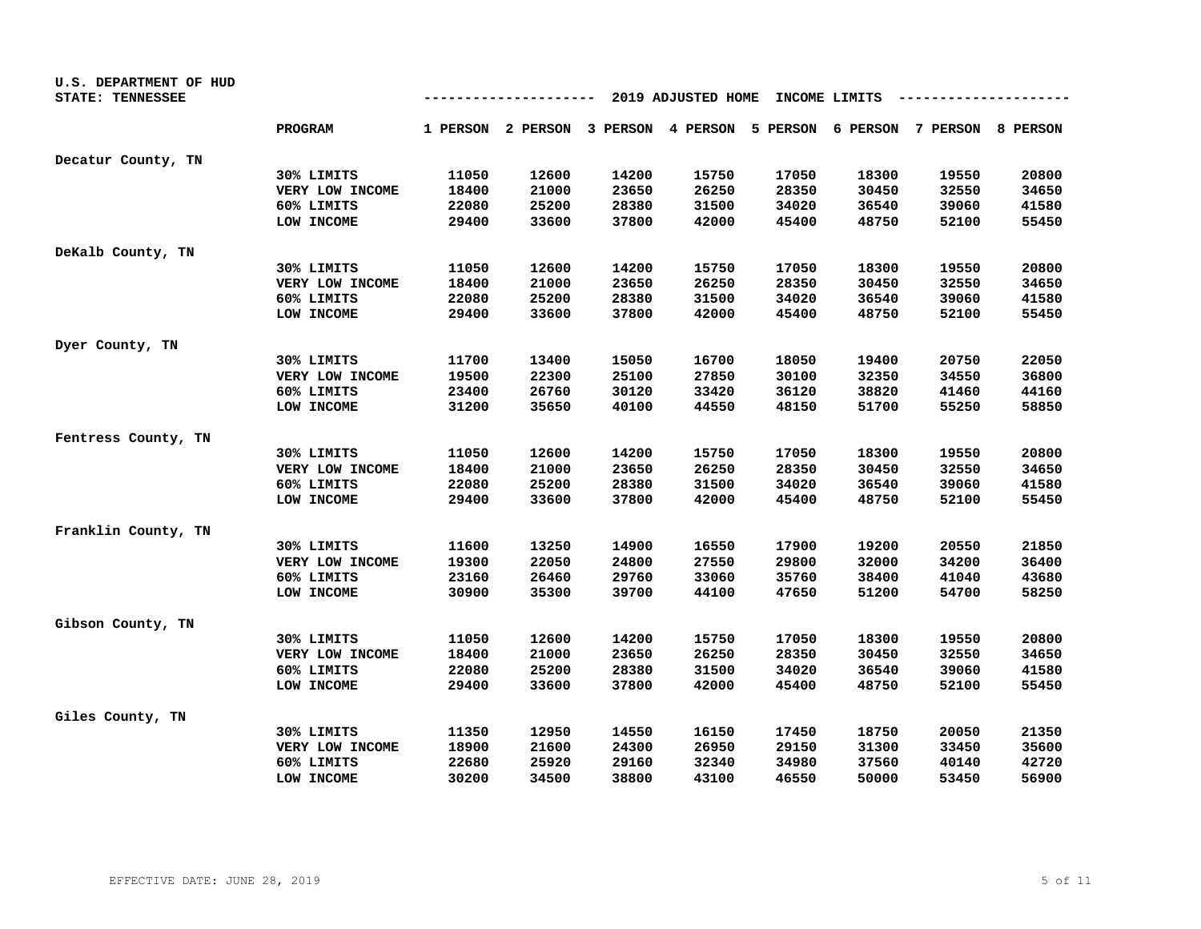U.S. DEPARTMENT OF HUD
STATE: TENNESSEE

## 2019 ADJUSTED HOME INCOME LIMITS

| | PROGRAM | 1 PERSON | 2 PERSON | 3 PERSON | 4 PERSON | 5 PERSON | 6 PERSON | 7 PERSON | 8 PERSON |
|---|---|---|---|---|---|---|---|---|---|
| **Decatur County, TN** | | | | | | | | | |
| | 30% LIMITS | 11050 | 12600 | 14200 | 15750 | 17050 | 18300 | 19550 | 20800 |
| | VERY LOW INCOME | 18400 | 21000 | 23650 | 26250 | 28350 | 30450 | 32550 | 34650 |
| | 60% LIMITS | 22080 | 25200 | 28380 | 31500 | 34020 | 36540 | 39060 | 41580 |
| | LOW INCOME | 29400 | 33600 | 37800 | 42000 | 45400 | 48750 | 52100 | 55450 |
| **DeKalb County, TN** | | | | | | | | | |
| | 30% LIMITS | 11050 | 12600 | 14200 | 15750 | 17050 | 18300 | 19550 | 20800 |
| | VERY LOW INCOME | 18400 | 21000 | 23650 | 26250 | 28350 | 30450 | 32550 | 34650 |
| | 60% LIMITS | 22080 | 25200 | 28380 | 31500 | 34020 | 36540 | 39060 | 41580 |
| | LOW INCOME | 29400 | 33600 | 37800 | 42000 | 45400 | 48750 | 52100 | 55450 |
| **Dyer County, TN** | | | | | | | | | |
| | 30% LIMITS | 11700 | 13400 | 15050 | 16700 | 18050 | 19400 | 20750 | 22050 |
| | VERY LOW INCOME | 19500 | 22300 | 25100 | 27850 | 30100 | 32350 | 34550 | 36800 |
| | 60% LIMITS | 23400 | 26760 | 30120 | 33420 | 36120 | 38820 | 41460 | 44160 |
| | LOW INCOME | 31200 | 35650 | 40100 | 44550 | 48150 | 51700 | 55250 | 58850 |
| **Fentress County, TN** | | | | | | | | | |
| | 30% LIMITS | 11050 | 12600 | 14200 | 15750 | 17050 | 18300 | 19550 | 20800 |
| | VERY LOW INCOME | 18400 | 21000 | 23650 | 26250 | 28350 | 30450 | 32550 | 34650 |
| | 60% LIMITS | 22080 | 25200 | 28380 | 31500 | 34020 | 36540 | 39060 | 41580 |
| | LOW INCOME | 29400 | 33600 | 37800 | 42000 | 45400 | 48750 | 52100 | 55450 |
| **Franklin County, TN** | | | | | | | | | |
| | 30% LIMITS | 11600 | 13250 | 14900 | 16550 | 17900 | 19200 | 20550 | 21850 |
| | VERY LOW INCOME | 19300 | 22050 | 24800 | 27550 | 29800 | 32000 | 34200 | 36400 |
| | 60% LIMITS | 23160 | 26460 | 29760 | 33060 | 35760 | 38400 | 41040 | 43680 |
| | LOW INCOME | 30900 | 35300 | 39700 | 44100 | 47650 | 51200 | 54700 | 58250 |
| **Gibson County, TN** | | | | | | | | | |
| | 30% LIMITS | 11050 | 12600 | 14200 | 15750 | 17050 | 18300 | 19550 | 20800 |
| | VERY LOW INCOME | 18400 | 21000 | 23650 | 26250 | 28350 | 30450 | 32550 | 34650 |
| | 60% LIMITS | 22080 | 25200 | 28380 | 31500 | 34020 | 36540 | 39060 | 41580 |
| | LOW INCOME | 29400 | 33600 | 37800 | 42000 | 45400 | 48750 | 52100 | 55450 |
| **Giles County, TN** | | | | | | | | | |
| | 30% LIMITS | 11350 | 12950 | 14550 | 16150 | 17450 | 18750 | 20050 | 21350 |
| | VERY LOW INCOME | 18900 | 21600 | 24300 | 26950 | 29150 | 31300 | 33450 | 35600 |
| | 60% LIMITS | 22680 | 25920 | 29160 | 32340 | 34980 | 37560 | 40140 | 42720 |
| | LOW INCOME | 30200 | 34500 | 38800 | 43100 | 46550 | 50000 | 53450 | 56900 |

EFFECTIVE DATE: JUNE 28, 2019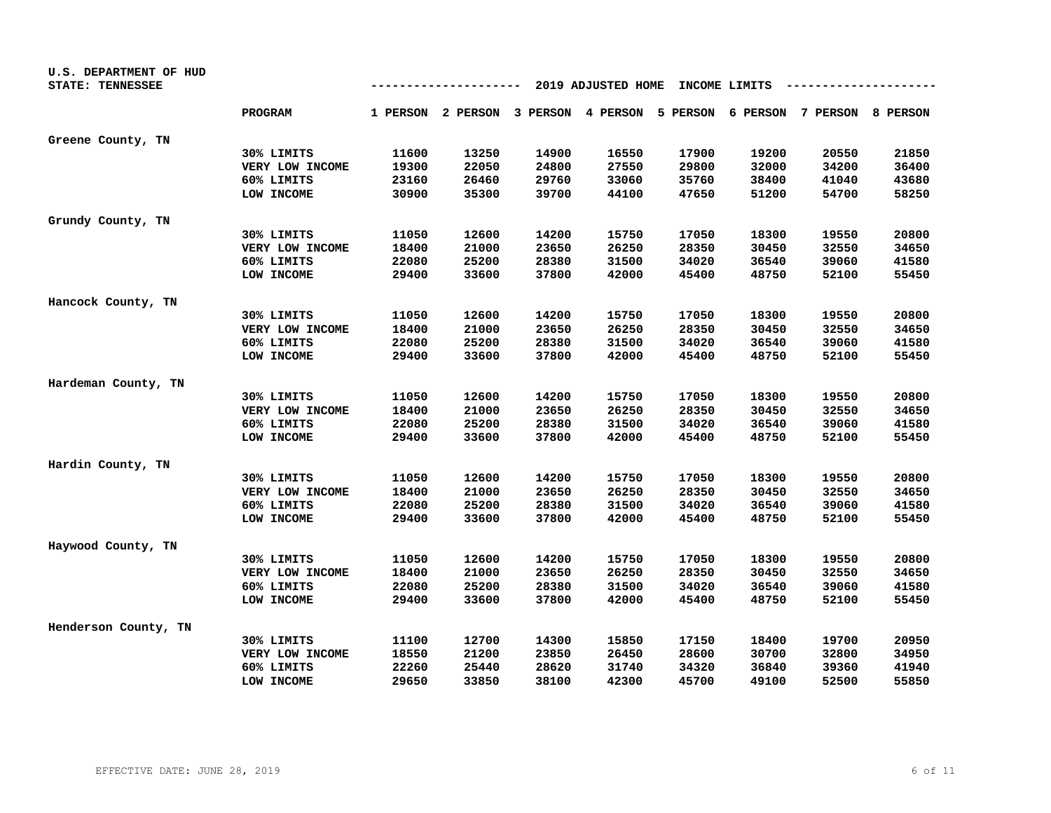U.S. DEPARTMENT OF HUD
STATE: TENNESSEE

## 2019 ADJUSTED HOME INCOME LIMITS

| | PROGRAM | 1 PERSON | 2 PERSON | 3 PERSON | 4 PERSON | 5 PERSON | 6 PERSON | 7 PERSON | 8 PERSON |
|---|---|---|---|---|---|---|---|---|---|
| Greene County, TN | | | | | | | | | |
| | 30% LIMITS | 11600 | 13250 | 14900 | 16550 | 17900 | 19200 | 20550 | 21850 |
| | VERY LOW INCOME | 19300 | 22050 | 24800 | 27550 | 29800 | 32000 | 34200 | 36400 |
| | 60% LIMITS | 23160 | 26460 | 29760 | 33060 | 35760 | 38400 | 41040 | 43680 |
| | LOW INCOME | 30900 | 35300 | 39700 | 44100 | 47650 | 51200 | 54700 | 58250 |
| Grundy County, TN | | | | | | | | | |
| | 30% LIMITS | 11050 | 12600 | 14200 | 15750 | 17050 | 18300 | 19550 | 20800 |
| | VERY LOW INCOME | 18400 | 21000 | 23650 | 26250 | 28350 | 30450 | 32550 | 34650 |
| | 60% LIMITS | 22080 | 25200 | 28380 | 31500 | 34020 | 36540 | 39060 | 41580 |
| | LOW INCOME | 29400 | 33600 | 37800 | 42000 | 45400 | 48750 | 52100 | 55450 |
| Hancock County, TN | | | | | | | | | |
| | 30% LIMITS | 11050 | 12600 | 14200 | 15750 | 17050 | 18300 | 19550 | 20800 |
| | VERY LOW INCOME | 18400 | 21000 | 23650 | 26250 | 28350 | 30450 | 32550 | 34650 |
| | 60% LIMITS | 22080 | 25200 | 28380 | 31500 | 34020 | 36540 | 39060 | 41580 |
| | LOW INCOME | 29400 | 33600 | 37800 | 42000 | 45400 | 48750 | 52100 | 55450 |
| Hardeman County, TN | | | | | | | | | |
| | 30% LIMITS | 11050 | 12600 | 14200 | 15750 | 17050 | 18300 | 19550 | 20800 |
| | VERY LOW INCOME | 18400 | 21000 | 23650 | 26250 | 28350 | 30450 | 32550 | 34650 |
| | 60% LIMITS | 22080 | 25200 | 28380 | 31500 | 34020 | 36540 | 39060 | 41580 |
| | LOW INCOME | 29400 | 33600 | 37800 | 42000 | 45400 | 48750 | 52100 | 55450 |
| Hardin County, TN | | | | | | | | | |
| | 30% LIMITS | 11050 | 12600 | 14200 | 15750 | 17050 | 18300 | 19550 | 20800 |
| | VERY LOW INCOME | 18400 | 21000 | 23650 | 26250 | 28350 | 30450 | 32550 | 34650 |
| | 60% LIMITS | 22080 | 25200 | 28380 | 31500 | 34020 | 36540 | 39060 | 41580 |
| | LOW INCOME | 29400 | 33600 | 37800 | 42000 | 45400 | 48750 | 52100 | 55450 |
| Haywood County, TN | | | | | | | | | |
| | 30% LIMITS | 11050 | 12600 | 14200 | 15750 | 17050 | 18300 | 19550 | 20800 |
| | VERY LOW INCOME | 18400 | 21000 | 23650 | 26250 | 28350 | 30450 | 32550 | 34650 |
| | 60% LIMITS | 22080 | 25200 | 28380 | 31500 | 34020 | 36540 | 39060 | 41580 |
| | LOW INCOME | 29400 | 33600 | 37800 | 42000 | 45400 | 48750 | 52100 | 55450 |
| Henderson County, TN | | | | | | | | | |
| | 30% LIMITS | 11100 | 12700 | 14300 | 15850 | 17150 | 18400 | 19700 | 20950 |
| | VERY LOW INCOME | 18550 | 21200 | 23850 | 26450 | 28600 | 30700 | 32800 | 34950 |
| | 60% LIMITS | 22260 | 25440 | 28620 | 31740 | 34320 | 36840 | 39360 | 41940 |
| | LOW INCOME | 29650 | 33850 | 38100 | 42300 | 45700 | 49100 | 52500 | 55850 |

EFFECTIVE DATE: JUNE 28, 2019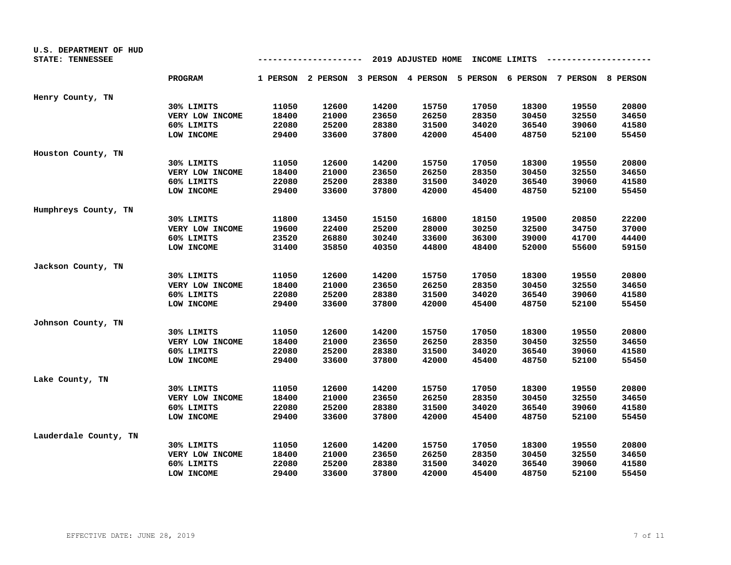U.S. DEPARTMENT OF HUD
STATE: TENNESSEE

## 2019 ADJUSTED HOME INCOME LIMITS

| | PROGRAM | 1 PERSON | 2 PERSON | 3 PERSON | 4 PERSON | 5 PERSON | 6 PERSON | 7 PERSON | 8 PERSON |
|---|---|---|---|---|---|---|---|---|---|
| Henry County, TN | | | | | | | | | |
| | 30% LIMITS | 11050 | 12600 | 14200 | 15750 | 17050 | 18300 | 19550 | 20800 |
| | VERY LOW INCOME | 18400 | 21000 | 23650 | 26250 | 28350 | 30450 | 32550 | 34650 |
| | 60% LIMITS | 22080 | 25200 | 28380 | 31500 | 34020 | 36540 | 39060 | 41580 |
| | LOW INCOME | 29400 | 33600 | 37800 | 42000 | 45400 | 48750 | 52100 | 55450 |
| Houston County, TN | | | | | | | | | |
| | 30% LIMITS | 11050 | 12600 | 14200 | 15750 | 17050 | 18300 | 19550 | 20800 |
| | VERY LOW INCOME | 18400 | 21000 | 23650 | 26250 | 28350 | 30450 | 32550 | 34650 |
| | 60% LIMITS | 22080 | 25200 | 28380 | 31500 | 34020 | 36540 | 39060 | 41580 |
| | LOW INCOME | 29400 | 33600 | 37800 | 42000 | 45400 | 48750 | 52100 | 55450 |
| Humphreys County, TN | | | | | | | | | |
| | 30% LIMITS | 11800 | 13450 | 15150 | 16800 | 18150 | 19500 | 20850 | 22200 |
| | VERY LOW INCOME | 19600 | 22400 | 25200 | 28000 | 30250 | 32500 | 34750 | 37000 |
| | 60% LIMITS | 23520 | 26880 | 30240 | 33600 | 36300 | 39000 | 41700 | 44400 |
| | LOW INCOME | 31400 | 35850 | 40350 | 44800 | 48400 | 52000 | 55600 | 59150 |
| Jackson County, TN | | | | | | | | | |
| | 30% LIMITS | 11050 | 12600 | 14200 | 15750 | 17050 | 18300 | 19550 | 20800 |
| | VERY LOW INCOME | 18400 | 21000 | 23650 | 26250 | 28350 | 30450 | 32550 | 34650 |
| | 60% LIMITS | 22080 | 25200 | 28380 | 31500 | 34020 | 36540 | 39060 | 41580 |
| | LOW INCOME | 29400 | 33600 | 37800 | 42000 | 45400 | 48750 | 52100 | 55450 |
| Johnson County, TN | | | | | | | | | |
| | 30% LIMITS | 11050 | 12600 | 14200 | 15750 | 17050 | 18300 | 19550 | 20800 |
| | VERY LOW INCOME | 18400 | 21000 | 23650 | 26250 | 28350 | 30450 | 32550 | 34650 |
| | 60% LIMITS | 22080 | 25200 | 28380 | 31500 | 34020 | 36540 | 39060 | 41580 |
| | LOW INCOME | 29400 | 33600 | 37800 | 42000 | 45400 | 48750 | 52100 | 55450 |
| Lake County, TN | | | | | | | | | |
| | 30% LIMITS | 11050 | 12600 | 14200 | 15750 | 17050 | 18300 | 19550 | 20800 |
| | VERY LOW INCOME | 18400 | 21000 | 23650 | 26250 | 28350 | 30450 | 32550 | 34650 |
| | 60% LIMITS | 22080 | 25200 | 28380 | 31500 | 34020 | 36540 | 39060 | 41580 |
| | LOW INCOME | 29400 | 33600 | 37800 | 42000 | 45400 | 48750 | 52100 | 55450 |
| Lauderdale County, TN | | | | | | | | | |
| | 30% LIMITS | 11050 | 12600 | 14200 | 15750 | 17050 | 18300 | 19550 | 20800 |
| | VERY LOW INCOME | 18400 | 21000 | 23650 | 26250 | 28350 | 30450 | 32550 | 34650 |
| | 60% LIMITS | 22080 | 25200 | 28380 | 31500 | 34020 | 36540 | 39060 | 41580 |
| | LOW INCOME | 29400 | 33600 | 37800 | 42000 | 45400 | 48750 | 52100 | 55450 |

EFFECTIVE DATE: JUNE 28, 2019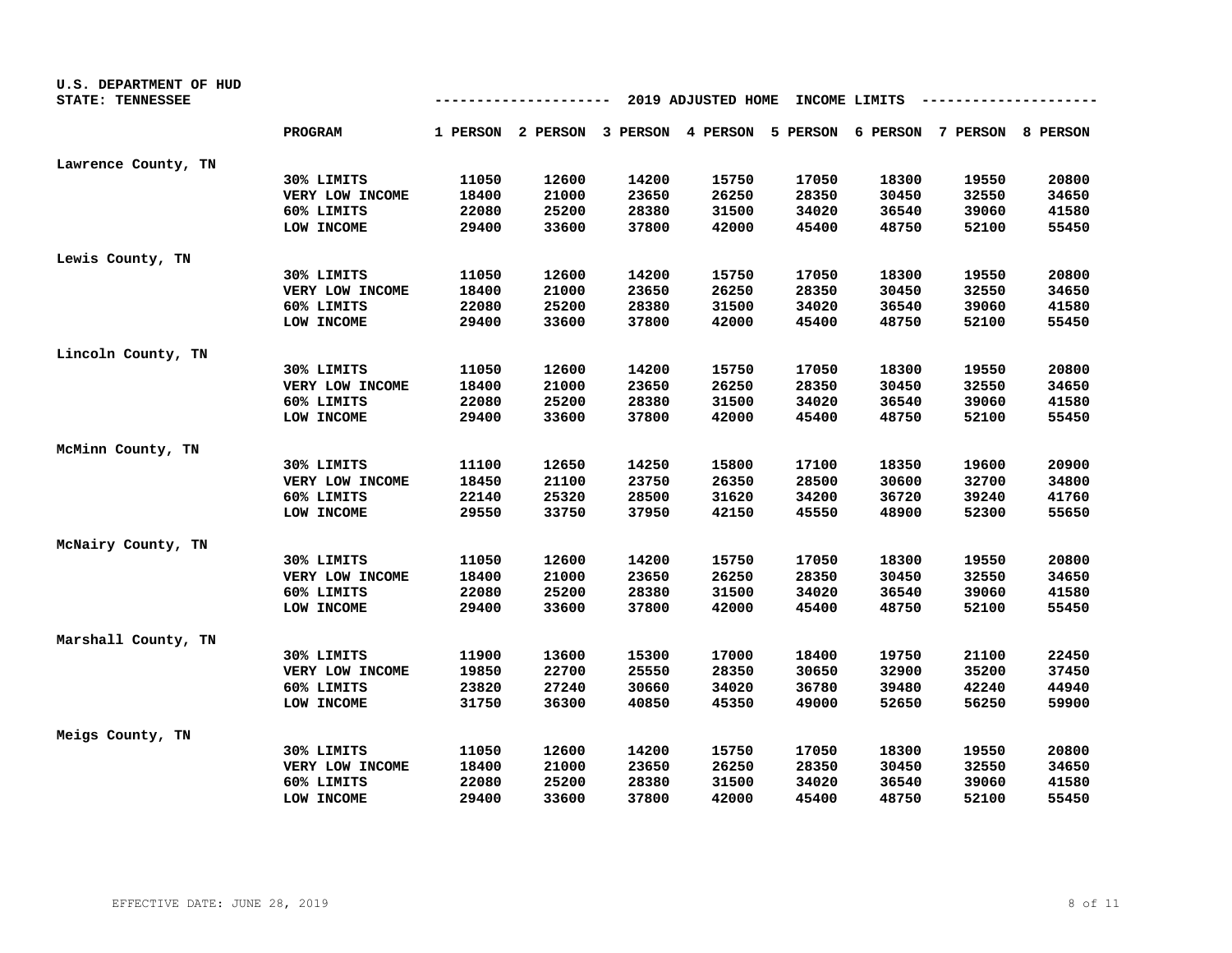U.S. DEPARTMENT OF HUD
STATE: TENNESSEE

2019 ADJUSTED HOME INCOME LIMITS

| | PROGRAM | 1 PERSON | 2 PERSON | 3 PERSON | 4 PERSON | 5 PERSON | 6 PERSON | 7 PERSON | 8 PERSON |
|---|---|---|---|---|---|---|---|---|---|
| Lawrence County, TN | | | | | | | | | |
| | 30% LIMITS | 11050 | 12600 | 14200 | 15750 | 17050 | 18300 | 19550 | 20800 |
| | VERY LOW INCOME | 18400 | 21000 | 23650 | 26250 | 28350 | 30450 | 32550 | 34650 |
| | 60% LIMITS | 22080 | 25200 | 28380 | 31500 | 34020 | 36540 | 39060 | 41580 |
| | LOW INCOME | 29400 | 33600 | 37800 | 42000 | 45400 | 48750 | 52100 | 55450 |
| Lewis County, TN | | | | | | | | | |
| | 30% LIMITS | 11050 | 12600 | 14200 | 15750 | 17050 | 18300 | 19550 | 20800 |
| | VERY LOW INCOME | 18400 | 21000 | 23650 | 26250 | 28350 | 30450 | 32550 | 34650 |
| | 60% LIMITS | 22080 | 25200 | 28380 | 31500 | 34020 | 36540 | 39060 | 41580 |
| | LOW INCOME | 29400 | 33600 | 37800 | 42000 | 45400 | 48750 | 52100 | 55450 |
| Lincoln County, TN | | | | | | | | | |
| | 30% LIMITS | 11050 | 12600 | 14200 | 15750 | 17050 | 18300 | 19550 | 20800 |
| | VERY LOW INCOME | 18400 | 21000 | 23650 | 26250 | 28350 | 30450 | 32550 | 34650 |
| | 60% LIMITS | 22080 | 25200 | 28380 | 31500 | 34020 | 36540 | 39060 | 41580 |
| | LOW INCOME | 29400 | 33600 | 37800 | 42000 | 45400 | 48750 | 52100 | 55450 |
| McMinn County, TN | | | | | | | | | |
| | 30% LIMITS | 11100 | 12650 | 14250 | 15800 | 17100 | 18350 | 19600 | 20900 |
| | VERY LOW INCOME | 18450 | 21100 | 23750 | 26350 | 28500 | 30600 | 32700 | 34800 |
| | 60% LIMITS | 22140 | 25320 | 28500 | 31620 | 34200 | 36720 | 39240 | 41760 |
| | LOW INCOME | 29550 | 33750 | 37950 | 42150 | 45550 | 48900 | 52300 | 55650 |
| McNairy County, TN | | | | | | | | | |
| | 30% LIMITS | 11050 | 12600 | 14200 | 15750 | 17050 | 18300 | 19550 | 20800 |
| | VERY LOW INCOME | 18400 | 21000 | 23650 | 26250 | 28350 | 30450 | 32550 | 34650 |
| | 60% LIMITS | 22080 | 25200 | 28380 | 31500 | 34020 | 36540 | 39060 | 41580 |
| | LOW INCOME | 29400 | 33600 | 37800 | 42000 | 45400 | 48750 | 52100 | 55450 |
| Marshall County, TN | | | | | | | | | |
| | 30% LIMITS | 11900 | 13600 | 15300 | 17000 | 18400 | 19750 | 21100 | 22450 |
| | VERY LOW INCOME | 19850 | 22700 | 25550 | 28350 | 30650 | 32900 | 35200 | 37450 |
| | 60% LIMITS | 23820 | 27240 | 30660 | 34020 | 36780 | 39480 | 42240 | 44940 |
| | LOW INCOME | 31750 | 36300 | 40850 | 45350 | 49000 | 52650 | 56250 | 59900 |
| Meigs County, TN | | | | | | | | | |
| | 30% LIMITS | 11050 | 12600 | 14200 | 15750 | 17050 | 18300 | 19550 | 20800 |
| | VERY LOW INCOME | 18400 | 21000 | 23650 | 26250 | 28350 | 30450 | 32550 | 34650 |
| | 60% LIMITS | 22080 | 25200 | 28380 | 31500 | 34020 | 36540 | 39060 | 41580 |
| | LOW INCOME | 29400 | 33600 | 37800 | 42000 | 45400 | 48750 | 52100 | 55450 |

EFFECTIVE DATE: JUNE 28, 2019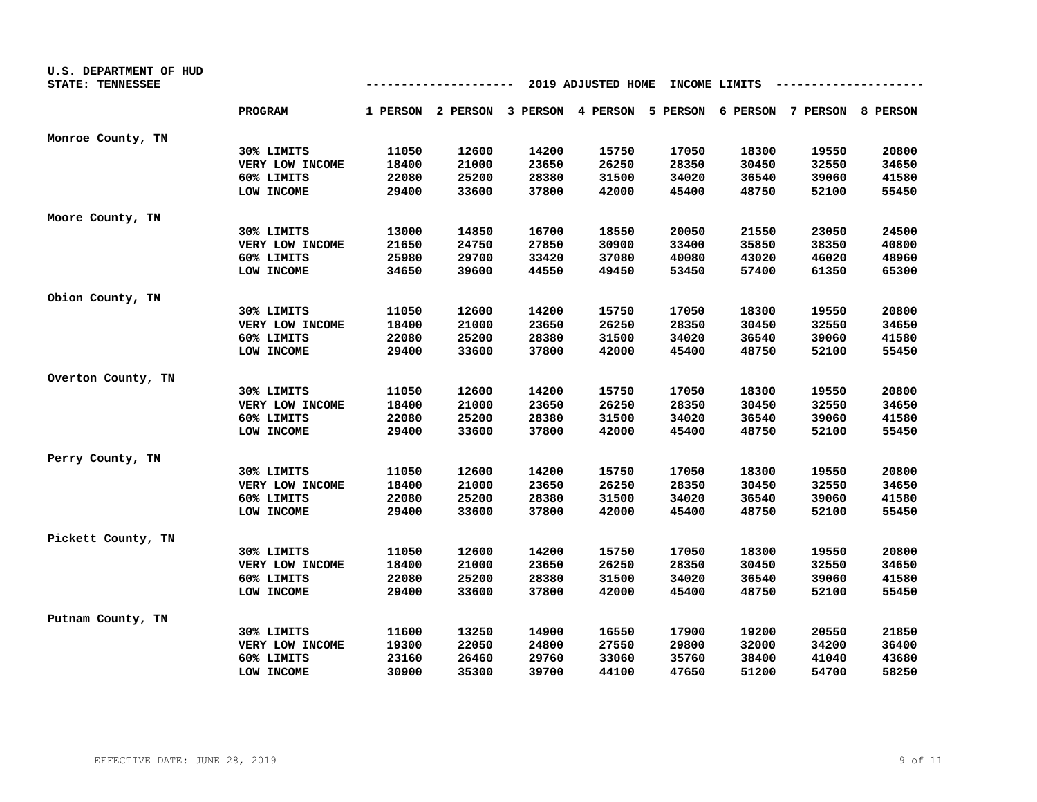U.S. DEPARTMENT OF HUD
STATE: TENNESSEE

## 2019 ADJUSTED HOME INCOME LIMITS

| | PROGRAM | 1 PERSON | 2 PERSON | 3 PERSON | 4 PERSON | 5 PERSON | 6 PERSON | 7 PERSON | 8 PERSON |
|---|---|---|---|---|---|---|---|---|---|
| Monroe County, TN | | | | | | | | | |
| | 30% LIMITS | 11050 | 12600 | 14200 | 15750 | 17050 | 18300 | 19550 | 20800 |
| | VERY LOW INCOME | 18400 | 21000 | 23650 | 26250 | 28350 | 30450 | 32550 | 34650 |
| | 60% LIMITS | 22080 | 25200 | 28380 | 31500 | 34020 | 36540 | 39060 | 41580 |
| | LOW INCOME | 29400 | 33600 | 37800 | 42000 | 45400 | 48750 | 52100 | 55450 |
| Moore County, TN | | | | | | | | | |
| | 30% LIMITS | 13000 | 14850 | 16700 | 18550 | 20050 | 21550 | 23050 | 24500 |
| | VERY LOW INCOME | 21650 | 24750 | 27850 | 30900 | 33400 | 35850 | 38350 | 40800 |
| | 60% LIMITS | 25980 | 29700 | 33420 | 37080 | 40080 | 43020 | 46020 | 48960 |
| | LOW INCOME | 34650 | 39600 | 44550 | 49450 | 53450 | 57400 | 61350 | 65300 |
| Obion County, TN | | | | | | | | | |
| | 30% LIMITS | 11050 | 12600 | 14200 | 15750 | 17050 | 18300 | 19550 | 20800 |
| | VERY LOW INCOME | 18400 | 21000 | 23650 | 26250 | 28350 | 30450 | 32550 | 34650 |
| | 60% LIMITS | 22080 | 25200 | 28380 | 31500 | 34020 | 36540 | 39060 | 41580 |
| | LOW INCOME | 29400 | 33600 | 37800 | 42000 | 45400 | 48750 | 52100 | 55450 |
| Overton County, TN | | | | | | | | | |
| | 30% LIMITS | 11050 | 12600 | 14200 | 15750 | 17050 | 18300 | 19550 | 20800 |
| | VERY LOW INCOME | 18400 | 21000 | 23650 | 26250 | 28350 | 30450 | 32550 | 34650 |
| | 60% LIMITS | 22080 | 25200 | 28380 | 31500 | 34020 | 36540 | 39060 | 41580 |
| | LOW INCOME | 29400 | 33600 | 37800 | 42000 | 45400 | 48750 | 52100 | 55450 |
| Perry County, TN | | | | | | | | | |
| | 30% LIMITS | 11050 | 12600 | 14200 | 15750 | 17050 | 18300 | 19550 | 20800 |
| | VERY LOW INCOME | 18400 | 21000 | 23650 | 26250 | 28350 | 30450 | 32550 | 34650 |
| | 60% LIMITS | 22080 | 25200 | 28380 | 31500 | 34020 | 36540 | 39060 | 41580 |
| | LOW INCOME | 29400 | 33600 | 37800 | 42000 | 45400 | 48750 | 52100 | 55450 |
| Pickett County, TN | | | | | | | | | |
| | 30% LIMITS | 11050 | 12600 | 14200 | 15750 | 17050 | 18300 | 19550 | 20800 |
| | VERY LOW INCOME | 18400 | 21000 | 23650 | 26250 | 28350 | 30450 | 32550 | 34650 |
| | 60% LIMITS | 22080 | 25200 | 28380 | 31500 | 34020 | 36540 | 39060 | 41580 |
| | LOW INCOME | 29400 | 33600 | 37800 | 42000 | 45400 | 48750 | 52100 | 55450 |
| Putnam County, TN | | | | | | | | | |
| | 30% LIMITS | 11600 | 13250 | 14900 | 16550 | 17900 | 19200 | 20550 | 21850 |
| | VERY LOW INCOME | 19300 | 22050 | 24800 | 27550 | 29800 | 32000 | 34200 | 36400 |
| | 60% LIMITS | 23160 | 26460 | 29760 | 33060 | 35760 | 38400 | 41040 | 43680 |
| | LOW INCOME | 30900 | 35300 | 39700 | 44100 | 47650 | 51200 | 54700 | 58250 |

EFFECTIVE DATE: JUNE 28, 2019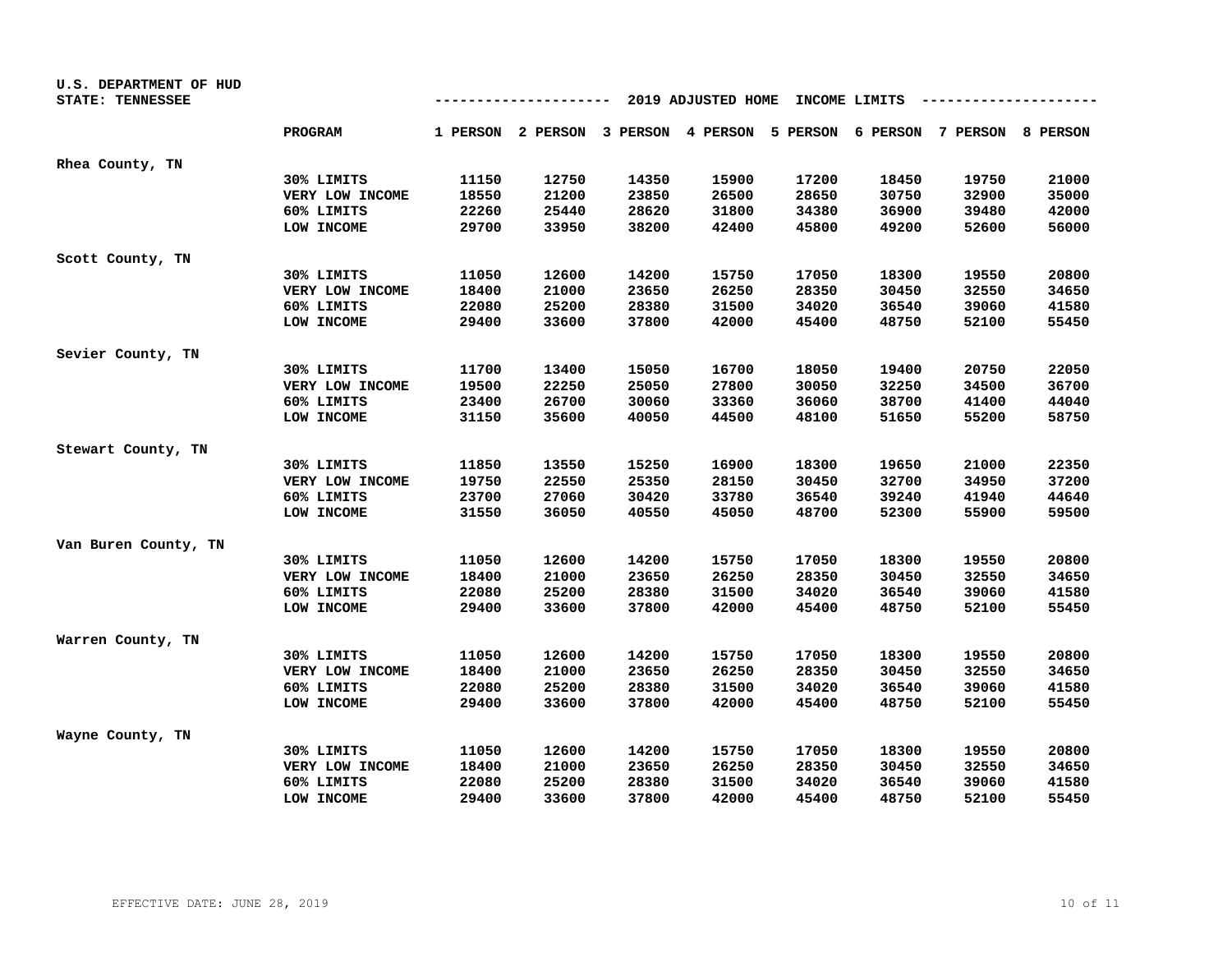U.S. DEPARTMENT OF HUD
STATE: TENNESSEE

## 2019 ADJUSTED HOME INCOME LIMITS

| | PROGRAM | 1 PERSON | 2 PERSON | 3 PERSON | 4 PERSON | 5 PERSON | 6 PERSON | 7 PERSON | 8 PERSON |
|---|---|---|---|---|---|---|---|---|---|
| **Rhea County, TN** | | | | | | | | | |
| | 30% LIMITS | 11150 | 12750 | 14350 | 15900 | 17200 | 18450 | 19750 | 21000 |
| | VERY LOW INCOME | 18550 | 21200 | 23850 | 26500 | 28650 | 30750 | 32900 | 35000 |
| | 60% LIMITS | 22260 | 25440 | 28620 | 31800 | 34380 | 36900 | 39480 | 42000 |
| | LOW INCOME | 29700 | 33950 | 38200 | 42400 | 45800 | 49200 | 52600 | 56000 |
| **Scott County, TN** | | | | | | | | | |
| | 30% LIMITS | 11050 | 12600 | 14200 | 15750 | 17050 | 18300 | 19550 | 20800 |
| | VERY LOW INCOME | 18400 | 21000 | 23650 | 26250 | 28350 | 30450 | 32550 | 34650 |
| | 60% LIMITS | 22080 | 25200 | 28380 | 31500 | 34020 | 36540 | 39060 | 41580 |
| | LOW INCOME | 29400 | 33600 | 37800 | 42000 | 45400 | 48750 | 52100 | 55450 |
| **Sevier County, TN** | | | | | | | | | |
| | 30% LIMITS | 11700 | 13400 | 15050 | 16700 | 18050 | 19400 | 20750 | 22050 |
| | VERY LOW INCOME | 19500 | 22250 | 25050 | 27800 | 30050 | 32250 | 34500 | 36700 |
| | 60% LIMITS | 23400 | 26700 | 30060 | 33360 | 36060 | 38700 | 41400 | 44040 |
| | LOW INCOME | 31150 | 35600 | 40050 | 44500 | 48100 | 51650 | 55200 | 58750 |
| **Stewart County, TN** | | | | | | | | | |
| | 30% LIMITS | 11850 | 13550 | 15250 | 16900 | 18300 | 19650 | 21000 | 22350 |
| | VERY LOW INCOME | 19750 | 22550 | 25350 | 28150 | 30450 | 32700 | 34950 | 37200 |
| | 60% LIMITS | 23700 | 27060 | 30420 | 33780 | 36540 | 39240 | 41940 | 44640 |
| | LOW INCOME | 31550 | 36050 | 40550 | 45050 | 48700 | 52300 | 55900 | 59500 |
| **Van Buren County, TN** | | | | | | | | | |
| | 30% LIMITS | 11050 | 12600 | 14200 | 15750 | 17050 | 18300 | 19550 | 20800 |
| | VERY LOW INCOME | 18400 | 21000 | 23650 | 26250 | 28350 | 30450 | 32550 | 34650 |
| | 60% LIMITS | 22080 | 25200 | 28380 | 31500 | 34020 | 36540 | 39060 | 41580 |
| | LOW INCOME | 29400 | 33600 | 37800 | 42000 | 45400 | 48750 | 52100 | 55450 |
| **Warren County, TN** | | | | | | | | | |
| | 30% LIMITS | 11050 | 12600 | 14200 | 15750 | 17050 | 18300 | 19550 | 20800 |
| | VERY LOW INCOME | 18400 | 21000 | 23650 | 26250 | 28350 | 30450 | 32550 | 34650 |
| | 60% LIMITS | 22080 | 25200 | 28380 | 31500 | 34020 | 36540 | 39060 | 41580 |
| | LOW INCOME | 29400 | 33600 | 37800 | 42000 | 45400 | 48750 | 52100 | 55450 |
| **Wayne County, TN** | | | | | | | | | |
| | 30% LIMITS | 11050 | 12600 | 14200 | 15750 | 17050 | 18300 | 19550 | 20800 |
| | VERY LOW INCOME | 18400 | 21000 | 23650 | 26250 | 28350 | 30450 | 32550 | 34650 |
| | 60% LIMITS | 22080 | 25200 | 28380 | 31500 | 34020 | 36540 | 39060 | 41580 |
| | LOW INCOME | 29400 | 33600 | 37800 | 42000 | 45400 | 48750 | 52100 | 55450 |

EFFECTIVE DATE: JUNE 28, 2019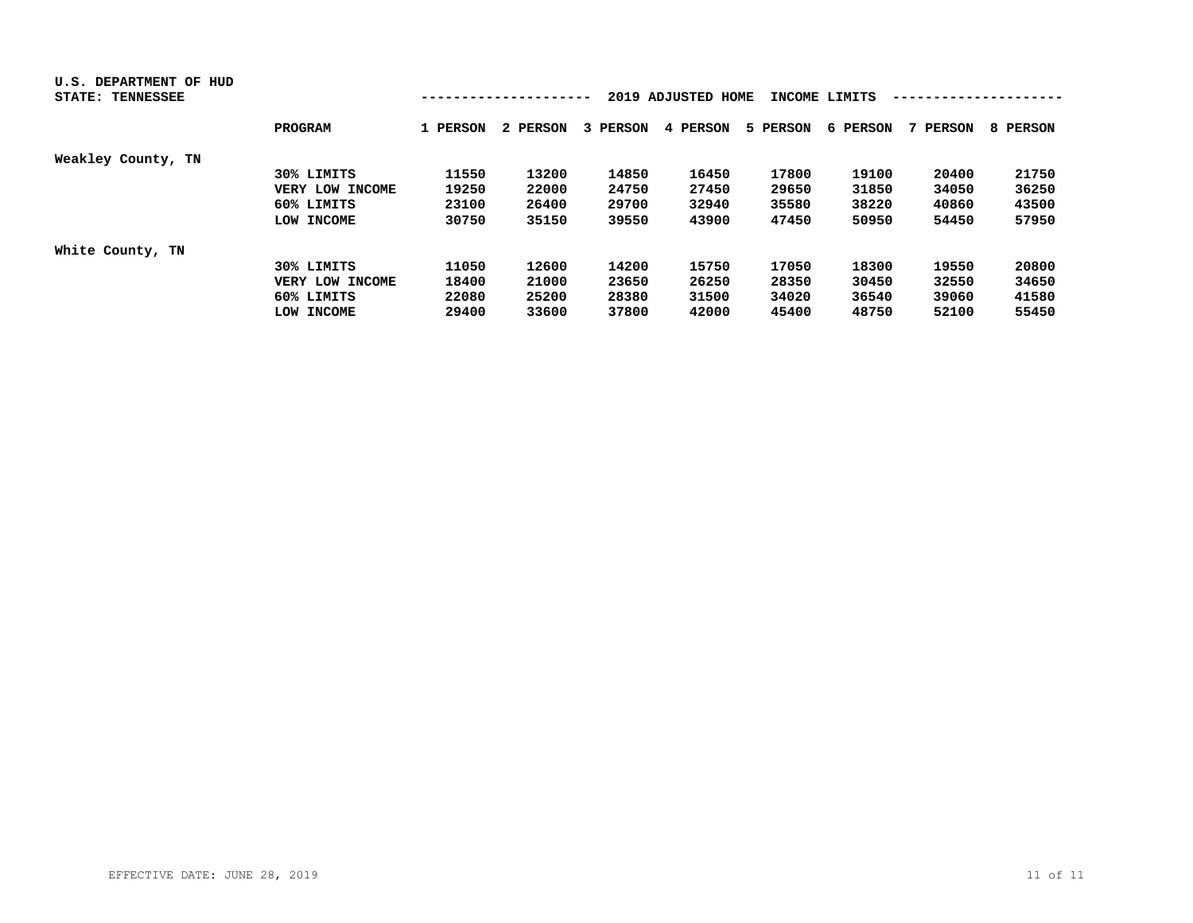U.S. DEPARTMENT OF HUD
STATE: TENNESSEE

## 2019 ADJUSTED HOME INCOME LIMITS

| | PROGRAM | 1 PERSON | 2 PERSON | 3 PERSON | 4 PERSON | 5 PERSON | 6 PERSON | 7 PERSON | 8 PERSON |
|---|---|---|---|---|---|---|---|---|---|
| Weakley County, TN | | | | | | | | | |
| | 30% LIMITS | 11550 | 13200 | 14850 | 16450 | 17800 | 19100 | 20400 | 21750 |
| | VERY LOW INCOME | 19250 | 22000 | 24750 | 27450 | 29650 | 31850 | 34050 | 36250 |
| | 60% LIMITS | 23100 | 26400 | 29700 | 32940 | 35580 | 38220 | 40860 | 43500 |
| | LOW INCOME | 30750 | 35150 | 39550 | 43900 | 47450 | 50950 | 54450 | 57950 |
| White County, TN | | | | | | | | | |
| | 30% LIMITS | 11050 | 12600 | 14200 | 15750 | 17050 | 18300 | 19550 | 20800 |
| | VERY LOW INCOME | 18400 | 21000 | 23650 | 26250 | 28350 | 30450 | 32550 | 34650 |
| | 60% LIMITS | 22080 | 25200 | 28380 | 31500 | 34020 | 36540 | 39060 | 41580 |
| | LOW INCOME | 29400 | 33600 | 37800 | 42000 | 45400 | 48750 | 52100 | 55450 |

EFFECTIVE DATE: JUNE 28, 2019